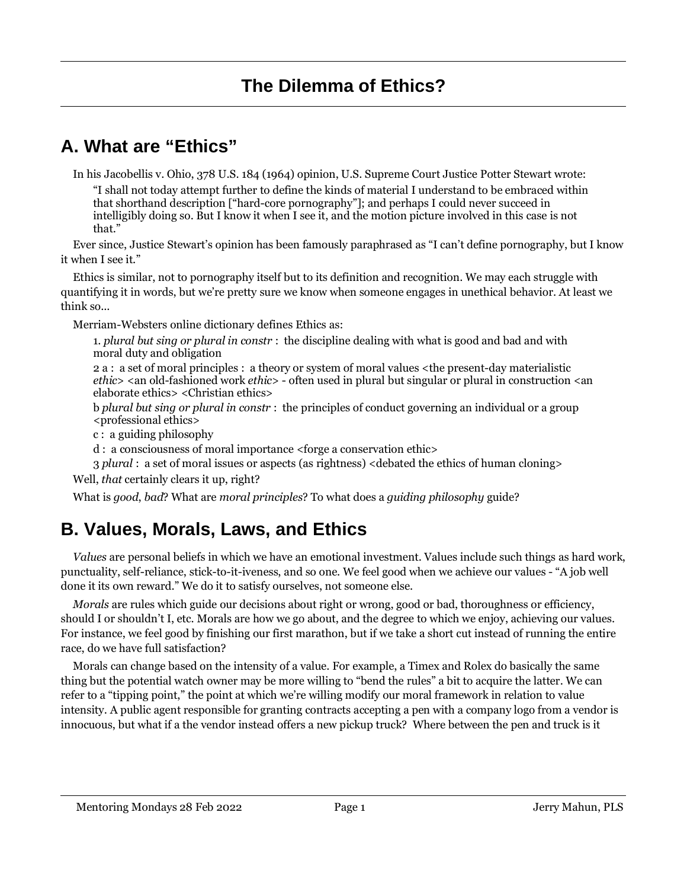# The Dilemma of Ethics?

## A. What are "Ethics"

In his Jacobellis v. Ohio, 378 U.S. 184 (1964) opinion, U.S. Supreme Court Justice Potter Stewart wrote:

> "I shall not today attempt further to define the kinds of material I understand to be embraced within that shorthand description ["hard-core pornography"]; and perhaps I could never succeed in intelligibly doing so. But I know it when I see it, and the motion picture involved in this case is not that."

Ever since, Justice Stewart's opinion has been famously paraphrased as "I can't define pornography, but I know it when I see it."

Ethics is similar, not to pornography itself but to its definition and recognition. We may each struggle with quantifying it in words, but we're pretty sure we know when someone engages in unethical behavior. At least we think so...

Merriam-Websters online dictionary defines Ethics as:

> 1. *plural but sing or plural in constr* : the discipline dealing with what is good and bad and with moral duty and obligation
>
> 2 a : a set of moral principles : a theory or system of moral values <the present-day materialistic *ethic*> <an old-fashioned work *ethic*> - often used in plural but singular or plural in construction <an elaborate ethics> <Christian ethics>
>
> b *plural but sing or plural in constr* : the principles of conduct governing an individual or a group <professional ethics>
>
> c : a guiding philosophy
>
> d : a consciousness of moral importance <forge a conservation ethic>
>
> 3 *plural* : a set of moral issues or aspects (as rightness) <debated the ethics of human cloning>

Well, *that* certainly clears it up, right?

What is *good*, *bad*? What are *moral principles*? To what does a *guiding philosophy* guide?

## B. Values, Morals, Laws, and Ethics

*Values* are personal beliefs in which we have an emotional investment. Values include such things as hard work, punctuality, self-reliance, stick-to-it-iveness, and so one. We feel good when we achieve our values - "A job well done it its own reward." We do it to satisfy ourselves, not someone else.

*Morals* are rules which guide our decisions about right or wrong, good or bad, thoroughness or efficiency, should I or shouldn't I, etc. Morals are how we go about, and the degree to which we enjoy, achieving our values. For instance, we feel good by finishing our first marathon, but if we take a short cut instead of running the entire race, do we have full satisfaction?

Morals can change based on the intensity of a value. For example, a Timex and Rolex do basically the same thing but the potential watch owner may be more willing to "bend the rules" a bit to acquire the latter. We can refer to a "tipping point," the point at which we're willing modify our moral framework in relation to value intensity. A public agent responsible for granting contracts accepting a pen with a company logo from a vendor is innocuous, but what if a the vendor instead offers a new pickup truck? Where between the pen and truck is it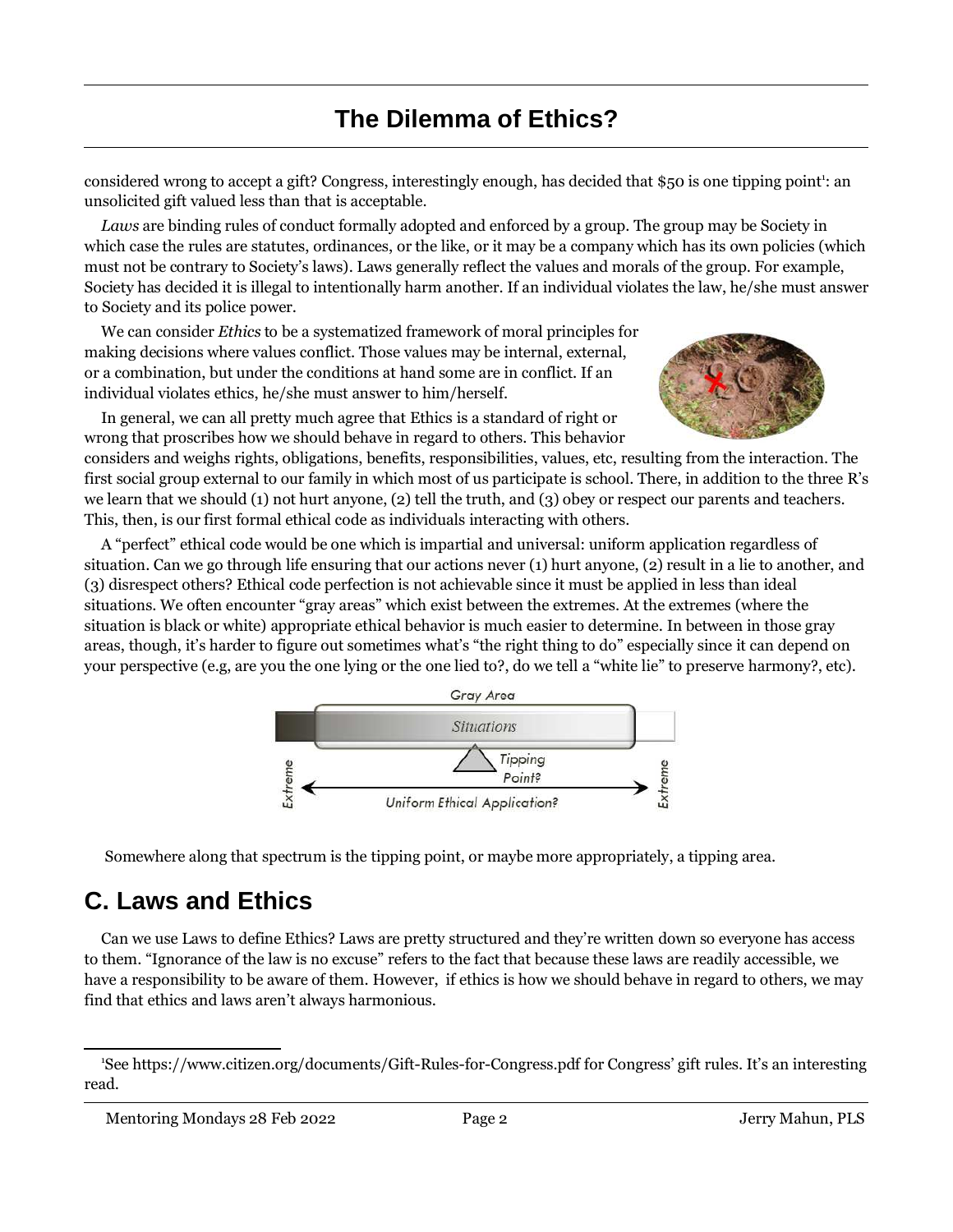considered wrong to accept a gift? Congress, interestingly enough, has decided that $50 is one tipping point[1]: an unsolicited gift valued less than that is acceptable.

*Laws* are binding rules of conduct formally adopted and enforced by a group. The group may be Society in which case the rules are statutes, ordinances, or the like, or it may be a company which has its own policies (which must not be contrary to Society's laws). Laws generally reflect the values and morals of the group. For example, Society has decided it is illegal to intentionally harm another. If an individual violates the law, he/she must answer to Society and its police power.

We can consider *Ethics* to be a systematized framework of moral principles for making decisions where values conflict. Those values may be internal, external, or a combination, but under the conditions at hand some are in conflict. If an individual violates ethics, he/she must answer to him/herself.

In general, we can all pretty much agree that Ethics is a standard of right or wrong that proscribes how we should behave in regard to others. This behavior considers and weighs rights, obligations, benefits, responsibilities, values, etc, resulting from the interaction. The first social group external to our family in which most of us participate is school. There, in addition to the three R's we learn that we should (1) not hurt anyone, (2) tell the truth, and (3) obey or respect our parents and teachers. This, then, is our first formal ethical code as individuals interacting with others.

A "perfect" ethical code would be one which is impartial and universal: uniform application regardless of situation. Can we go through life ensuring that our actions never (1) hurt anyone, (2) result in a lie to another, and (3) disrespect others? Ethical code perfection is not achievable since it must be applied in less than ideal situations. We often encounter "gray areas" which exist between the extremes. At the extremes (where the situation is black or white) appropriate ethical behavior is much easier to determine. In between in those gray areas, though, it's harder to figure out sometimes what's "the right thing to do" especially since it can depend on your perspective (e.g, are you the one lying or the one lied to?, do we tell a "white lie" to preserve harmony?, etc).

Gray Area

Situations

Tipping Point?

Extreme — Uniform Ethical Application? — Extreme

Somewhere along that spectrum is the tipping point, or maybe more appropriately, a tipping area.

## C. Laws and Ethics

Can we use Laws to define Ethics? Laws are pretty structured and they're written down so everyone has access to them. "Ignorance of the law is no excuse" refers to the fact that because these laws are readily accessible, we have a responsibility to be aware of them. However, if ethics is how we should behave in regard to others, we may find that ethics and laws aren't always harmonious.

[1] See https://www.citizen.org/documents/Gift-Rules-for-Congress.pdf for Congress' gift rules. It's an interesting read.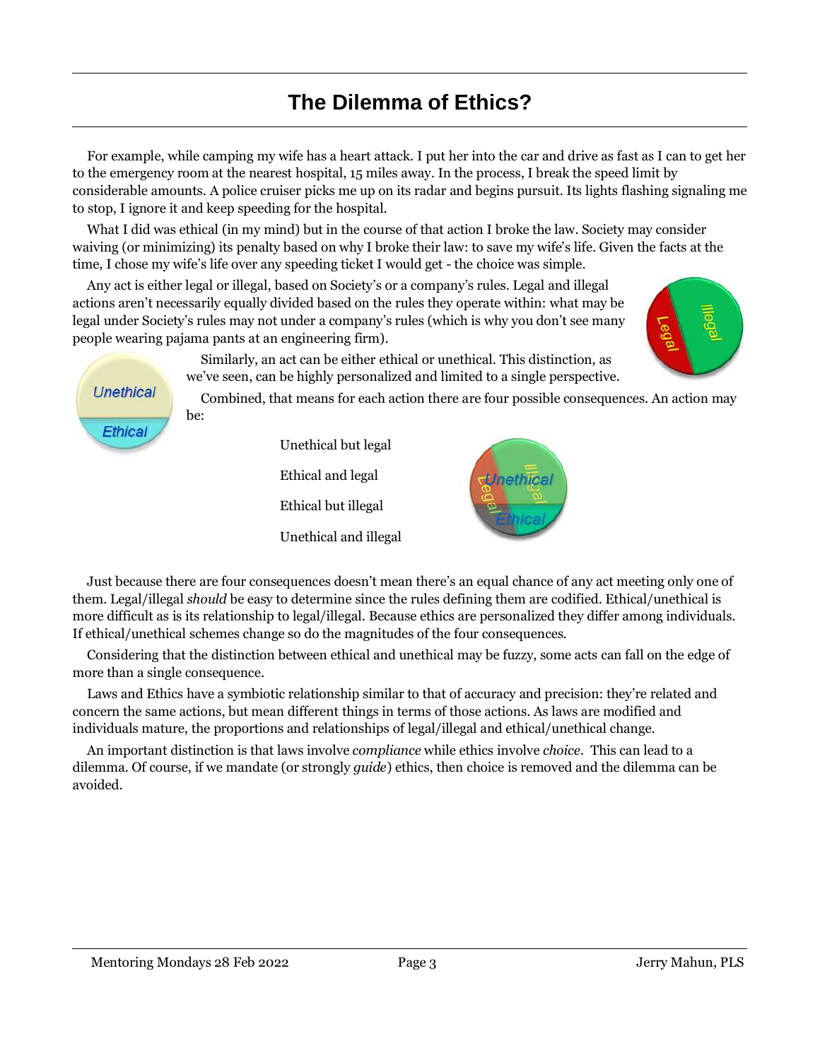# The Dilemma of Ethics?

For example, while camping my wife has a heart attack. I put her into the car and drive as fast as I can to get her to the emergency room at the nearest hospital, 15 miles away. In the process, I break the speed limit by considerable amounts. A police cruiser picks me up on its radar and begins pursuit. Its lights flashing signaling me to stop, I ignore it and keep speeding for the hospital.

What I did was ethical (in my mind) but in the course of that action I broke the law. Society may consider waiving (or minimizing) its penalty based on why I broke their law: to save my wife's life. Given the facts at the time, I chose my wife's life over any speeding ticket I would get - the choice was simple.

Any act is either legal or illegal, based on Society's or a company's rules. Legal and illegal actions aren't necessarily equally divided based on the rules they operate within: what may be legal under Society's rules may not under a company's rules (which is why you don't see many people wearing pajama pants at an engineering firm).

Similarly, an act can be either ethical or unethical. This distinction, as we've seen, can be highly personalized and limited to a single perspective.

Combined, that means for each action there are four possible consequences. An action may be:

- Unethical but legal
- Ethical and legal
- Ethical but illegal
- Unethical and illegal

Just because there are four consequences doesn't mean there's an equal chance of any act meeting only one of them. Legal/illegal *should* be easy to determine since the rules defining them are codified. Ethical/unethical is more difficult as is its relationship to legal/illegal. Because ethics are personalized they differ among individuals. If ethical/unethical schemes change so do the magnitudes of the four consequences.

Considering that the distinction between ethical and unethical may be fuzzy, some acts can fall on the edge of more than a single consequence.

Laws and Ethics have a symbiotic relationship similar to that of accuracy and precision: they're related and concern the same actions, but mean different things in terms of those actions. As laws are modified and individuals mature, the proportions and relationships of legal/illegal and ethical/unethical change.

An important distinction is that laws involve *compliance* while ethics involve *choice*. This can lead to a dilemma. Of course, if we mandate (or strongly *guide*) ethics, then choice is removed and the dilemma can be avoided.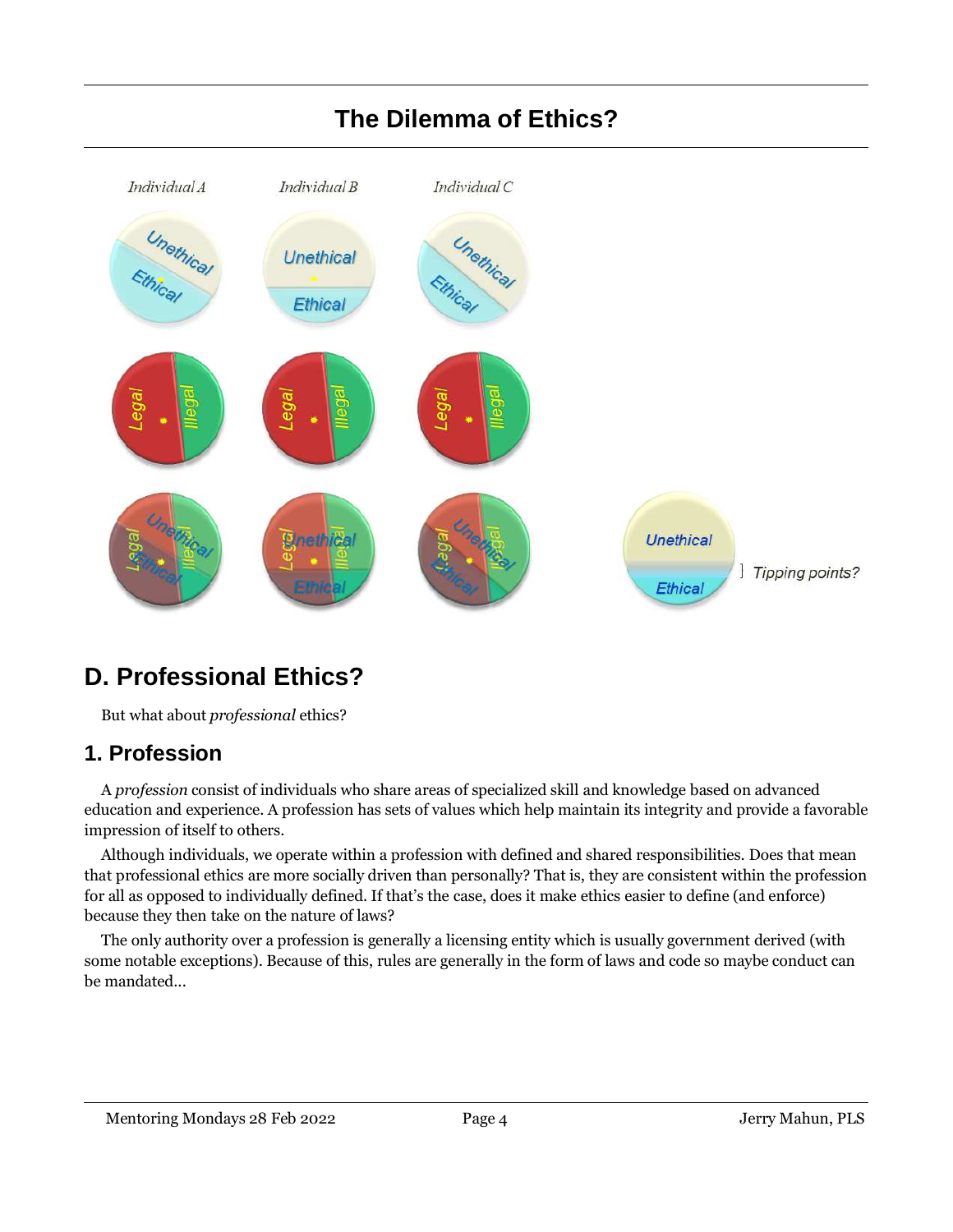## The Dilemma of Ethics?

## D. Professional Ethics?

But what about *professional* ethics?

### 1. Profession

A *profession* consist of individuals who share areas of specialized skill and knowledge based on advanced education and experience. A profession has sets of values which help maintain its integrity and provide a favorable impression of itself to others.

Although individuals, we operate within a profession with defined and shared responsibilities. Does that mean that professional ethics are more socially driven than personally? That is, they are consistent within the profession for all as opposed to individually defined. If that's the case, does it make ethics easier to define (and enforce) because they then take on the nature of laws?

The only authority over a profession is generally a licensing entity which is usually government derived (with some notable exceptions). Because of this, rules are generally in the form of laws and code so maybe conduct can be mandated...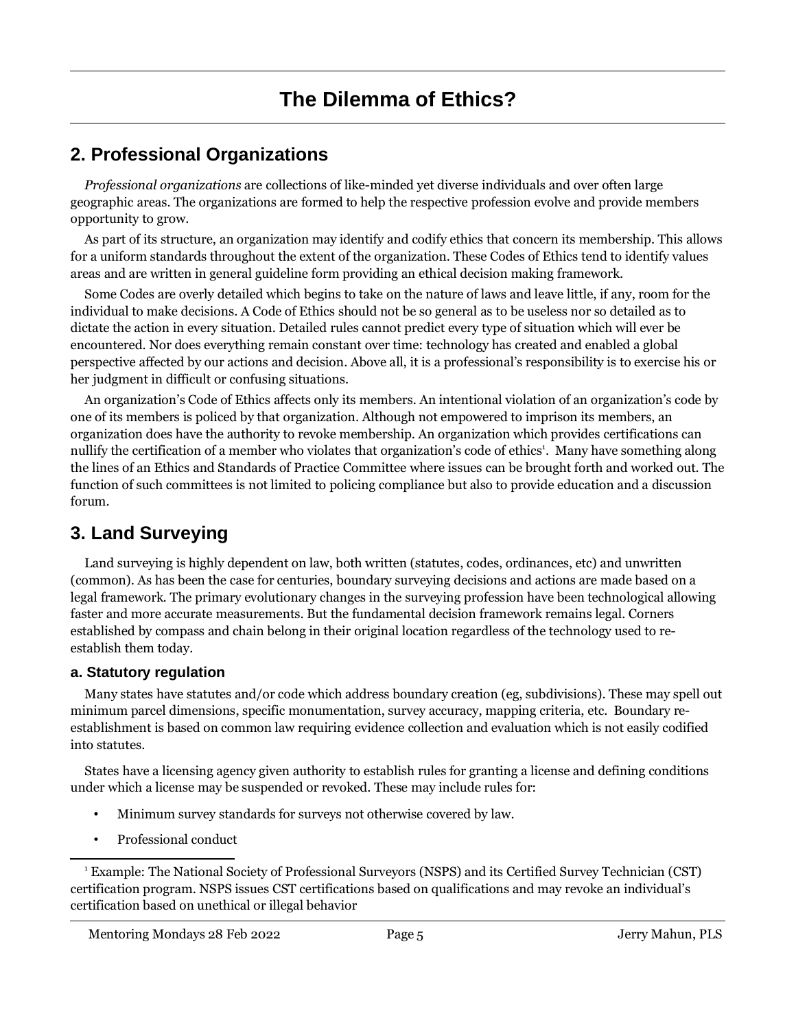# The Dilemma of Ethics?

## 2. Professional Organizations

*Professional organizations* are collections of like-minded yet diverse individuals and over often large geographic areas. The organizations are formed to help the respective profession evolve and provide members opportunity to grow.

As part of its structure, an organization may identify and codify ethics that concern its membership. This allows for a uniform standards throughout the extent of the organization. These Codes of Ethics tend to identify values areas and are written in general guideline form providing an ethical decision making framework.

Some Codes are overly detailed which begins to take on the nature of laws and leave little, if any, room for the individual to make decisions. A Code of Ethics should not be so general as to be useless nor so detailed as to dictate the action in every situation. Detailed rules cannot predict every type of situation which will ever be encountered. Nor does everything remain constant over time: technology has created and enabled a global perspective affected by our actions and decision. Above all, it is a professional's responsibility is to exercise his or her judgment in difficult or confusing situations.

An organization's Code of Ethics affects only its members. An intentional violation of an organization's code by one of its members is policed by that organization. Although not empowered to imprison its members, an organization does have the authority to revoke membership. An organization which provides certifications can nullify the certification of a member who violates that organization's code of ethics[1]. Many have something along the lines of an Ethics and Standards of Practice Committee where issues can be brought forth and worked out. The function of such committees is not limited to policing compliance but also to provide education and a discussion forum.

## 3. Land Surveying

Land surveying is highly dependent on law, both written (statutes, codes, ordinances, etc) and unwritten (common). As has been the case for centuries, boundary surveying decisions and actions are made based on a legal framework. The primary evolutionary changes in the surveying profession have been technological allowing faster and more accurate measurements. But the fundamental decision framework remains legal. Corners established by compass and chain belong in their original location regardless of the technology used to re-establish them today.

### a. Statutory regulation

Many states have statutes and/or code which address boundary creation (eg, subdivisions). These may spell out minimum parcel dimensions, specific monumentation, survey accuracy, mapping criteria, etc. Boundary re-establishment is based on common law requiring evidence collection and evaluation which is not easily codified into statutes.

States have a licensing agency given authority to establish rules for granting a license and defining conditions under which a license may be suspended or revoked. These may include rules for:

- Minimum survey standards for surveys not otherwise covered by law.
- Professional conduct

---

[1] Example: The National Society of Professional Surveyors (NSPS) and its Certified Survey Technician (CST) certification program. NSPS issues CST certifications based on qualifications and may revoke an individual's certification based on unethical or illegal behavior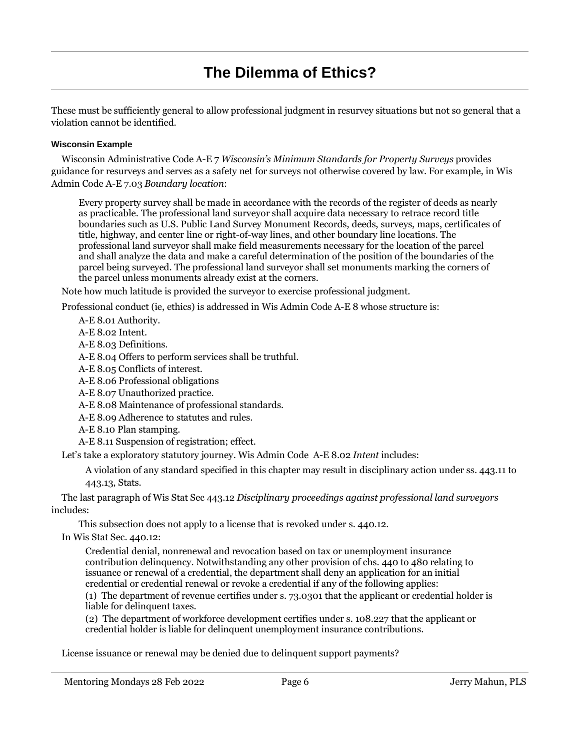# The Dilemma of Ethics?

These must be sufficiently general to allow professional judgment in resurvey situations but not so general that a violation cannot be identified.

#### Wisconsin Example

Wisconsin Administrative Code A-E 7 *Wisconsin's Minimum Standards for Property Surveys* provides guidance for resurveys and serves as a safety net for surveys not otherwise covered by law. For example, in Wis Admin Code A-E 7.03 *Boundary location*:

> Every property survey shall be made in accordance with the records of the register of deeds as nearly as practicable. The professional land surveyor shall acquire data necessary to retrace record title boundaries such as U.S. Public Land Survey Monument Records, deeds, surveys, maps, certificates of title, highway, and center line or right-of-way lines, and other boundary line locations. The professional land surveyor shall make field measurements necessary for the location of the parcel and shall analyze the data and make a careful determination of the position of the boundaries of the parcel being surveyed. The professional land surveyor shall set monuments marking the corners of the parcel unless monuments already exist at the corners.

Note how much latitude is provided the surveyor to exercise professional judgment.

Professional conduct (ie, ethics) is addressed in Wis Admin Code A-E 8 whose structure is:

- A-E 8.01 Authority.
- A-E 8.02 Intent.
- A-E 8.03 Definitions.
- A-E 8.04 Offers to perform services shall be truthful.
- A-E 8.05 Conflicts of interest.
- A-E 8.06 Professional obligations
- A-E 8.07 Unauthorized practice.
- A-E 8.08 Maintenance of professional standards.
- A-E 8.09 Adherence to statutes and rules.
- A-E 8.10 Plan stamping.
- A-E 8.11 Suspension of registration; effect.

Let's take a exploratory statutory journey. Wis Admin Code A-E 8.02 *Intent* includes:

> A violation of any standard specified in this chapter may result in disciplinary action under ss. 443.11 to 443.13, Stats.

The last paragraph of Wis Stat Sec 443.12 *Disciplinary proceedings against professional land surveyors* includes:

> This subsection does not apply to a license that is revoked under s. 440.12.

In Wis Stat Sec. 440.12:

> Credential denial, nonrenewal and revocation based on tax or unemployment insurance contribution delinquency. Notwithstanding any other provision of chs. 440 to 480 relating to issuance or renewal of a credential, the department shall deny an application for an initial credential or credential renewal or revoke a credential if any of the following applies:
>
> (1) The department of revenue certifies under s. 73.0301 that the applicant or credential holder is liable for delinquent taxes.
>
> (2) The department of workforce development certifies under s. 108.227 that the applicant or credential holder is liable for delinquent unemployment insurance contributions.

License issuance or renewal may be denied due to delinquent support payments?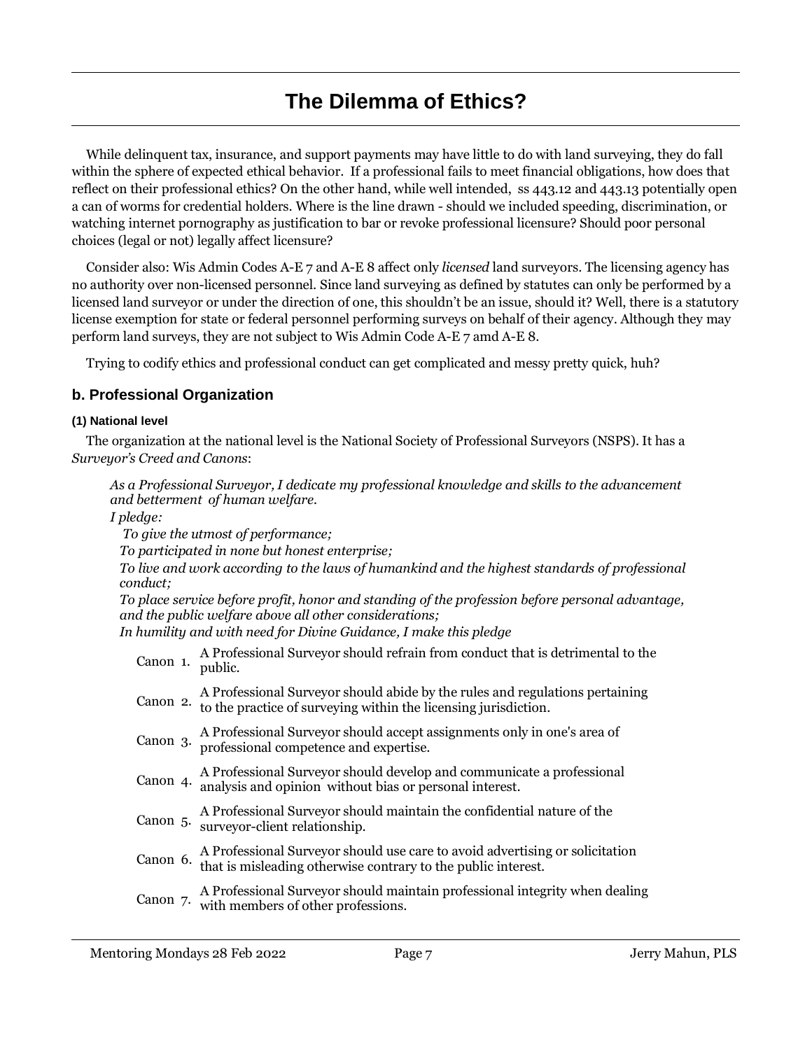# The Dilemma of Ethics?

While delinquent tax, insurance, and support payments may have little to do with land surveying, they do fall within the sphere of expected ethical behavior. If a professional fails to meet financial obligations, how does that reflect on their professional ethics? On the other hand, while well intended, ss 443.12 and 443.13 potentially open a can of worms for credential holders. Where is the line drawn - should we included speeding, discrimination, or watching internet pornography as justification to bar or revoke professional licensure? Should poor personal choices (legal or not) legally affect licensure?

Consider also: Wis Admin Codes A-E 7 and A-E 8 affect only *licensed* land surveyors. The licensing agency has no authority over non-licensed personnel. Since land surveying as defined by statutes can only be performed by a licensed land surveyor or under the direction of one, this shouldn't be an issue, should it? Well, there is a statutory license exemption for state or federal personnel performing surveys on behalf of their agency. Although they may perform land surveys, they are not subject to Wis Admin Code A-E 7 amd A-E 8.

Trying to codify ethics and professional conduct can get complicated and messy pretty quick, huh?

### b. Professional Organization

#### (1) National level

The organization at the national level is the National Society of Professional Surveyors (NSPS). It has a *Surveyor's Creed and Canons*:

> *As a Professional Surveyor, I dedicate my professional knowledge and skills to the advancement and betterment of human welfare.*
> *I pledge:*
> *To give the utmost of performance;*
> *To participated in none but honest enterprise;*
> *To live and work according to the laws of humankind and the highest standards of professional conduct;*
> *To place service before profit, honor and standing of the profession before personal advantage, and the public welfare above all other considerations;*
> *In humility and with need for Divine Guidance, I make this pledge*

Canon 1. A Professional Surveyor should refrain from conduct that is detrimental to the public.

Canon 2. A Professional Surveyor should abide by the rules and regulations pertaining to the practice of surveying within the licensing jurisdiction.

Canon 3. A Professional Surveyor should accept assignments only in one's area of professional competence and expertise.

Canon 4. A Professional Surveyor should develop and communicate a professional analysis and opinion without bias or personal interest.

Canon 5. A Professional Surveyor should maintain the confidential nature of the surveyor-client relationship.

Canon 6. A Professional Surveyor should use care to avoid advertising or solicitation that is misleading otherwise contrary to the public interest.

Canon 7. A Professional Surveyor should maintain professional integrity when dealing with members of other professions.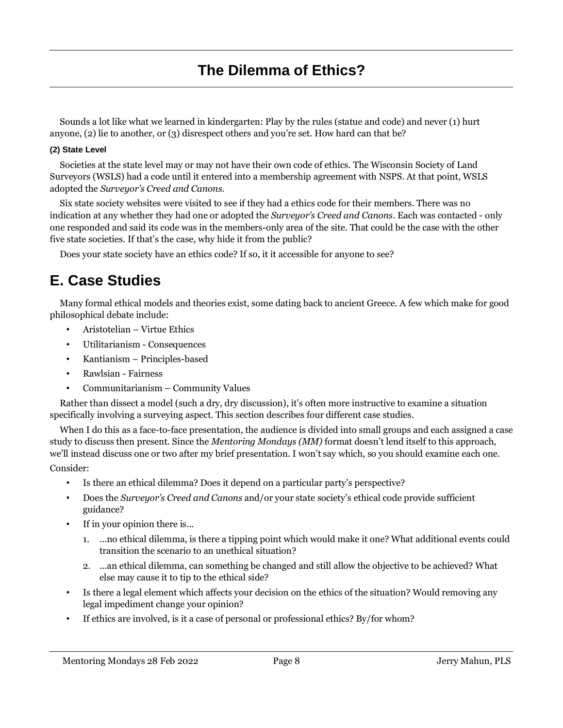Sounds a lot like what we learned in kindergarten: Play by the rules (statue and code) and never (1) hurt anyone, (2) lie to another, or (3) disrespect others and you're set. How hard can that be?

#### (2) State Level

Societies at the state level may or may not have their own code of ethics. The Wisconsin Society of Land Surveyors (WSLS) had a code until it entered into a membership agreement with NSPS. At that point, WSLS adopted the *Surveyor's Creed and Canons.*

Six state society websites were visited to see if they had a ethics code for their members. There was no indication at any whether they had one or adopted the *Surveyor's Creed and Canons*. Each was contacted - only one responded and said its code was in the members-only area of the site. That could be the case with the other five state societies. If that's the case, why hide it from the public?

Does your state society have an ethics code? If so, it it accessible for anyone to see?

## E. Case Studies

Many formal ethical models and theories exist, some dating back to ancient Greece. A few which make for good philosophical debate include:

- Aristotelian – Virtue Ethics
- Utilitarianism - Consequences
- Kantianism – Principles-based
- Rawlsian - Fairness
- Communitarianism – Community Values

Rather than dissect a model (such a dry, dry discussion), it's often more instructive to examine a situation specifically involving a surveying aspect. This section describes four different case studies.

When I do this as a face-to-face presentation, the audience is divided into small groups and each assigned a case study to discuss then present. Since the *Mentoring Mondays (MM)* format doesn't lend itself to this approach, we'll instead discuss one or two after my brief presentation. I won't say which, so you should examine each one.

Consider:

- Is there an ethical dilemma? Does it depend on a particular party's perspective?
- Does the *Surveyor's Creed and Canons* and/or your state society's ethical code provide sufficient guidance?
- If in your opinion there is...
  1. ...no ethical dilemma, is there a tipping point which would make it one? What additional events could transition the scenario to an unethical situation?
  2. ...an ethical dilemma, can something be changed and still allow the objective to be achieved? What else may cause it to tip to the ethical side?
- Is there a legal element which affects your decision on the ethics of the situation? Would removing any legal impediment change your opinion?
- If ethics are involved, is it a case of personal or professional ethics? By/for whom?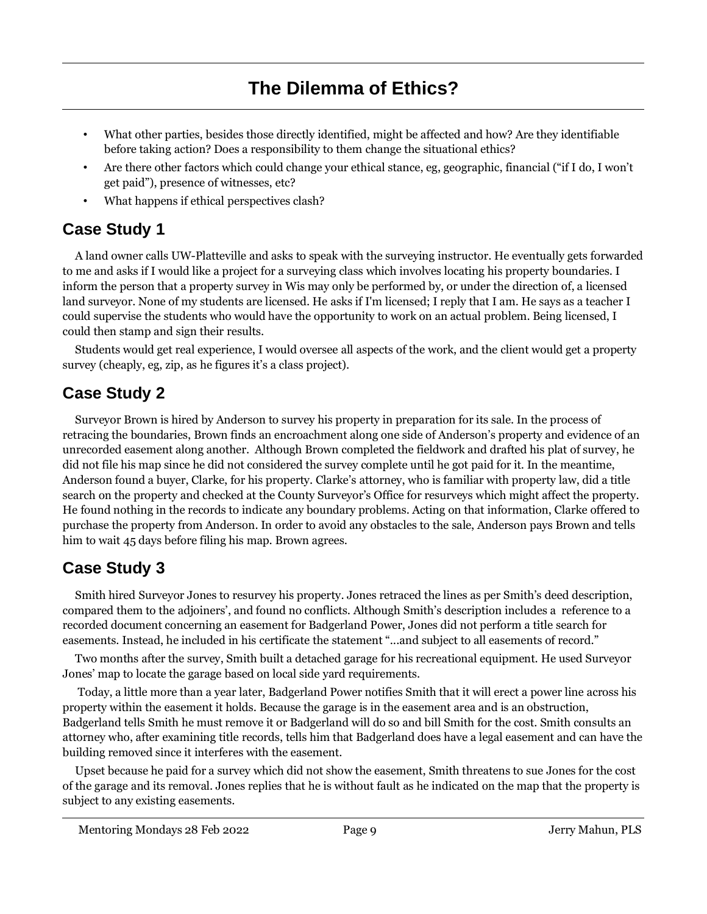# The Dilemma of Ethics?

- What other parties, besides those directly identified, might be affected and how? Are they identifiable before taking action? Does a responsibility to them change the situational ethics?
- Are there other factors which could change your ethical stance, eg, geographic, financial ("if I do, I won't get paid"), presence of witnesses, etc?
- What happens if ethical perspectives clash?

## Case Study 1

A land owner calls UW-Platteville and asks to speak with the surveying instructor. He eventually gets forwarded to me and asks if I would like a project for a surveying class which involves locating his property boundaries. I inform the person that a property survey in Wis may only be performed by, or under the direction of, a licensed land surveyor. None of my students are licensed. He asks if I'm licensed; I reply that I am. He says as a teacher I could supervise the students who would have the opportunity to work on an actual problem. Being licensed, I could then stamp and sign their results.

Students would get real experience, I would oversee all aspects of the work, and the client would get a property survey (cheaply, eg, zip, as he figures it's a class project).

## Case Study 2

Surveyor Brown is hired by Anderson to survey his property in preparation for its sale. In the process of retracing the boundaries, Brown finds an encroachment along one side of Anderson's property and evidence of an unrecorded easement along another. Although Brown completed the fieldwork and drafted his plat of survey, he did not file his map since he did not considered the survey complete until he got paid for it. In the meantime, Anderson found a buyer, Clarke, for his property. Clarke's attorney, who is familiar with property law, did a title search on the property and checked at the County Surveyor's Office for resurveys which might affect the property. He found nothing in the records to indicate any boundary problems. Acting on that information, Clarke offered to purchase the property from Anderson. In order to avoid any obstacles to the sale, Anderson pays Brown and tells him to wait 45 days before filing his map. Brown agrees.

## Case Study 3

Smith hired Surveyor Jones to resurvey his property. Jones retraced the lines as per Smith's deed description, compared them to the adjoiners', and found no conflicts. Although Smith's description includes a reference to a recorded document concerning an easement for Badgerland Power, Jones did not perform a title search for easements. Instead, he included in his certificate the statement "...and subject to all easements of record."

Two months after the survey, Smith built a detached garage for his recreational equipment. He used Surveyor Jones' map to locate the garage based on local side yard requirements.

Today, a little more than a year later, Badgerland Power notifies Smith that it will erect a power line across his property within the easement it holds. Because the garage is in the easement area and is an obstruction, Badgerland tells Smith he must remove it or Badgerland will do so and bill Smith for the cost. Smith consults an attorney who, after examining title records, tells him that Badgerland does have a legal easement and can have the building removed since it interferes with the easement.

Upset because he paid for a survey which did not show the easement, Smith threatens to sue Jones for the cost of the garage and its removal. Jones replies that he is without fault as he indicated on the map that the property is subject to any existing easements.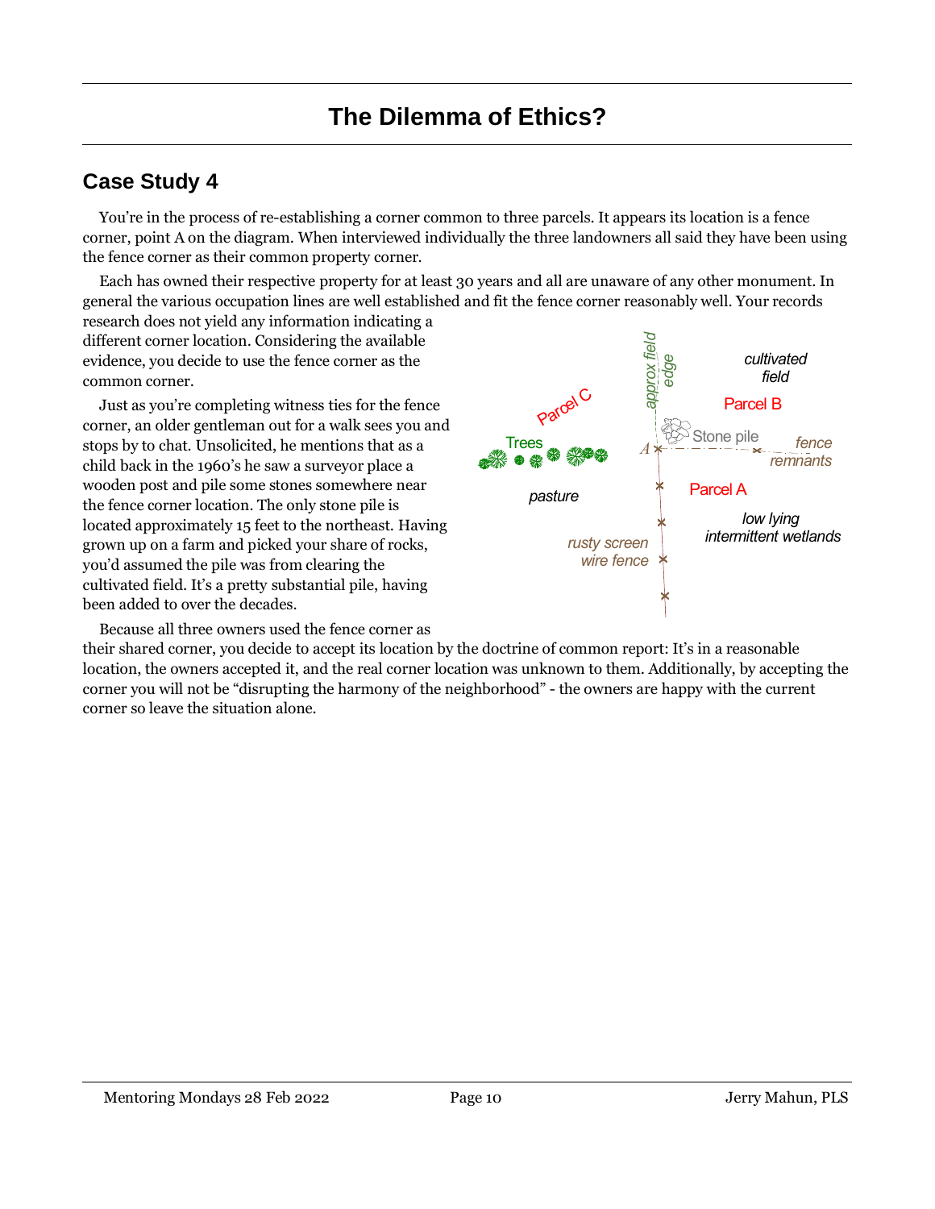# The Dilemma of Ethics?

## Case Study 4

You're in the process of re-establishing a corner common to three parcels. It appears its location is a fence corner, point A on the diagram. When interviewed individually the three landowners all said they have been using the fence corner as their common property corner.

Each has owned their respective property for at least 30 years and all are unaware of any other monument. In general the various occupation lines are well established and fit the fence corner reasonably well. Your records research does not yield any information indicating a different corner location. Considering the available evidence, you decide to use the fence corner as the common corner.

Just as you're completing witness ties for the fence corner, an older gentleman out for a walk sees you and stops by to chat. Unsolicited, he mentions that as a child back in the 1960's he saw a surveyor place a wooden post and pile some stones somewhere near the fence corner location. The only stone pile is located approximately 15 feet to the northeast. Having grown up on a farm and picked your share of rocks, you'd assumed the pile was from clearing the cultivated field. It's a pretty substantial pile, having been added to over the decades.

approx field edge
cultivated field
Parcel C
Parcel B
Trees
Stone pile
A
fence remnants
Parcel A
pasture
low lying intermittent wetlands
rusty screen wire fence

Because all three owners used the fence corner as their shared corner, you decide to accept its location by the doctrine of common report: It's in a reasonable location, the owners accepted it, and the real corner location was unknown to them. Additionally, by accepting the corner you will not be "disrupting the harmony of the neighborhood" - the owners are happy with the current corner so leave the situation alone.